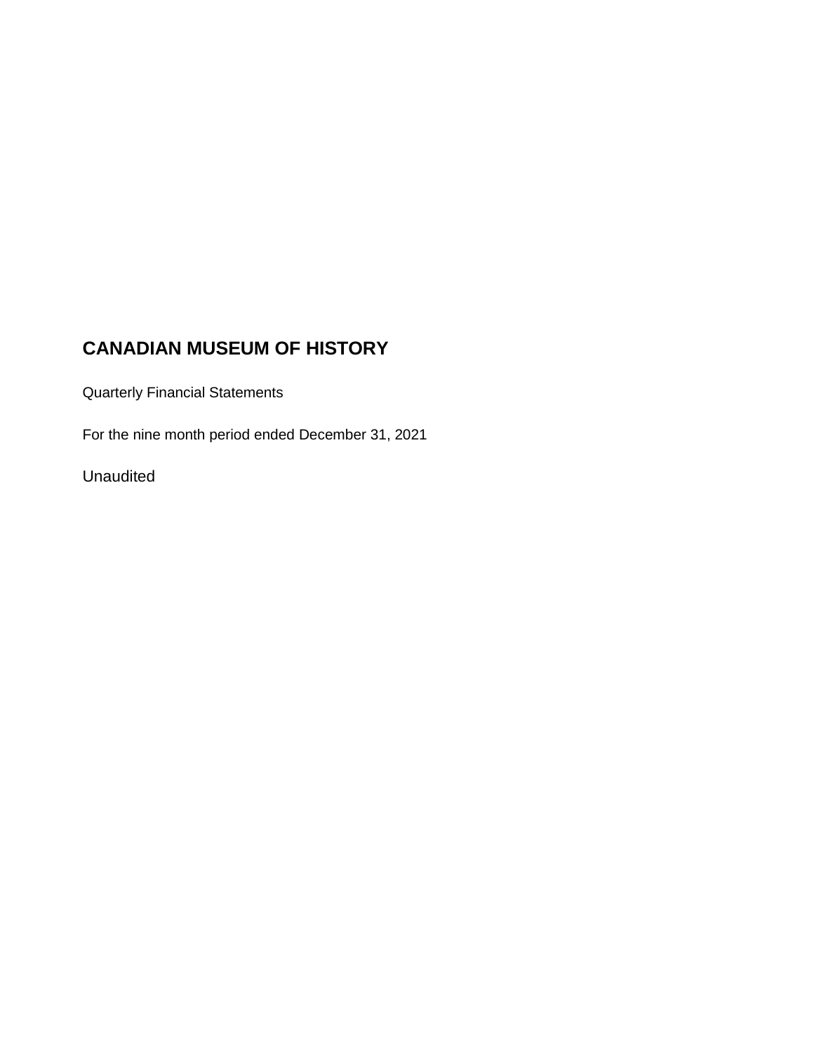# CANADIAN MUSEUM OF HISTORY

Quarterly Financial Statements

For the nine month period ended December 31, 2021

Unaudited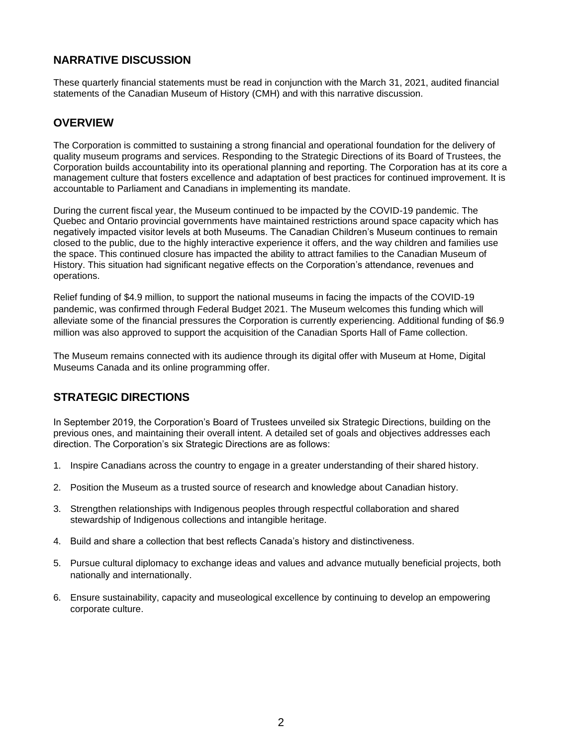## NARRATIVE DISCUSSION

These quarterly financial statements must be read in conjunction with the March 31, 2021, audited financial statements of the Canadian Museum of History (CMH) and with this narrative discussion.

## OVERVIEW

The Corporation is committed to sustaining a strong financial and operational foundation for the delivery of quality museum programs and services. Responding to the Strategic Directions of its Board of Trustees, the Corporation builds accountability into its operational planning and reporting. The Corporation has at its core a management culture that fosters excellence and adaptation of best practices for continued improvement. It is accountable to Parliament and Canadians in implementing its mandate.

During the current fiscal year, the Museum continued to be impacted by the COVID-19 pandemic. The Quebec and Ontario provincial governments have maintained restrictions around space capacity which has negatively impacted visitor levels at both Museums. The Canadian Children's Museum continues to remain closed to the public, due to the highly interactive experience it offers, and the way children and families use the space. This continued closure has impacted the ability to attract families to the Canadian Museum of History. This situation had significant negative effects on the Corporation's attendance, revenues and operations.

Relief funding of $4.9 million, to support the national museums in facing the impacts of the COVID-19 pandemic, was confirmed through Federal Budget 2021. The Museum welcomes this funding which will alleviate some of the financial pressures the Corporation is currently experiencing. Additional funding of $6.9 million was also approved to support the acquisition of the Canadian Sports Hall of Fame collection.

The Museum remains connected with its audience through its digital offer with Museum at Home, Digital Museums Canada and its online programming offer.

## STRATEGIC DIRECTIONS

In September 2019, the Corporation's Board of Trustees unveiled six Strategic Directions, building on the previous ones, and maintaining their overall intent. A detailed set of goals and objectives addresses each direction. The Corporation's six Strategic Directions are as follows:

1. Inspire Canadians across the country to engage in a greater understanding of their shared history.
2. Position the Museum as a trusted source of research and knowledge about Canadian history.
3. Strengthen relationships with Indigenous peoples through respectful collaboration and shared stewardship of Indigenous collections and intangible heritage.
4. Build and share a collection that best reflects Canada's history and distinctiveness.
5. Pursue cultural diplomacy to exchange ideas and values and advance mutually beneficial projects, both nationally and internationally.
6. Ensure sustainability, capacity and museological excellence by continuing to develop an empowering corporate culture.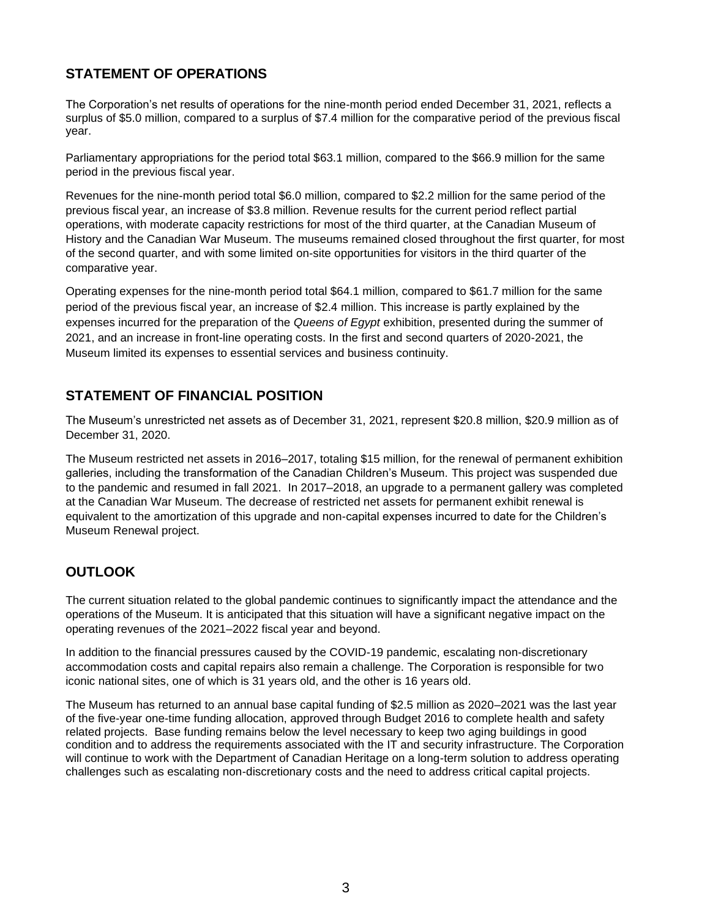## STATEMENT OF OPERATIONS

The Corporation's net results of operations for the nine-month period ended December 31, 2021, reflects a surplus of $5.0 million, compared to a surplus of $7.4 million for the comparative period of the previous fiscal year.

Parliamentary appropriations for the period total $63.1 million, compared to the $66.9 million for the same period in the previous fiscal year.

Revenues for the nine-month period total $6.0 million, compared to $2.2 million for the same period of the previous fiscal year, an increase of $3.8 million. Revenue results for the current period reflect partial operations, with moderate capacity restrictions for most of the third quarter, at the Canadian Museum of History and the Canadian War Museum. The museums remained closed throughout the first quarter, for most of the second quarter, and with some limited on-site opportunities for visitors in the third quarter of the comparative year.

Operating expenses for the nine-month period total $64.1 million, compared to $61.7 million for the same period of the previous fiscal year, an increase of $2.4 million. This increase is partly explained by the expenses incurred for the preparation of the *Queens of Egypt* exhibition, presented during the summer of 2021, and an increase in front-line operating costs. In the first and second quarters of 2020-2021, the Museum limited its expenses to essential services and business continuity.

## STATEMENT OF FINANCIAL POSITION

The Museum's unrestricted net assets as of December 31, 2021, represent $20.8 million, $20.9 million as of December 31, 2020.

The Museum restricted net assets in 2016–2017, totaling $15 million, for the renewal of permanent exhibition galleries, including the transformation of the Canadian Children's Museum. This project was suspended due to the pandemic and resumed in fall 2021. In 2017–2018, an upgrade to a permanent gallery was completed at the Canadian War Museum. The decrease of restricted net assets for permanent exhibit renewal is equivalent to the amortization of this upgrade and non-capital expenses incurred to date for the Children's Museum Renewal project.

## OUTLOOK

The current situation related to the global pandemic continues to significantly impact the attendance and the operations of the Museum. It is anticipated that this situation will have a significant negative impact on the operating revenues of the 2021–2022 fiscal year and beyond.

In addition to the financial pressures caused by the COVID-19 pandemic, escalating non-discretionary accommodation costs and capital repairs also remain a challenge. The Corporation is responsible for two iconic national sites, one of which is 31 years old, and the other is 16 years old.

The Museum has returned to an annual base capital funding of $2.5 million as 2020–2021 was the last year of the five-year one-time funding allocation, approved through Budget 2016 to complete health and safety related projects. Base funding remains below the level necessary to keep two aging buildings in good condition and to address the requirements associated with the IT and security infrastructure. The Corporation will continue to work with the Department of Canadian Heritage on a long-term solution to address operating challenges such as escalating non-discretionary costs and the need to address critical capital projects.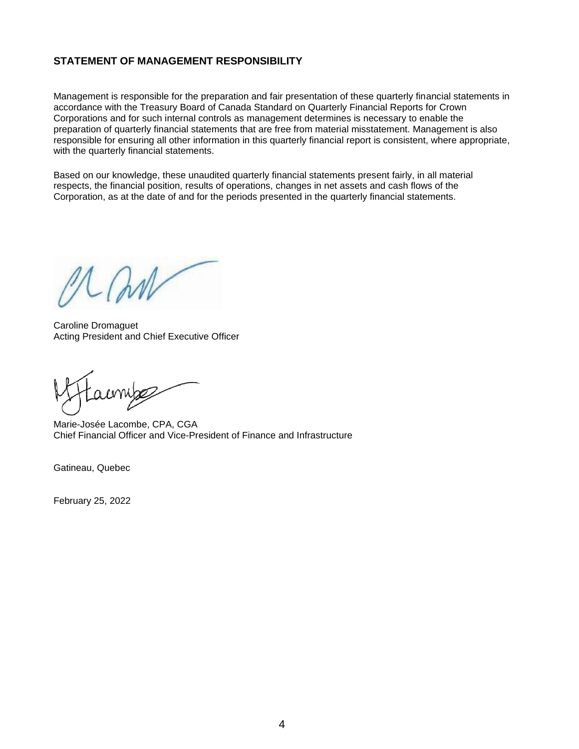## STATEMENT OF MANAGEMENT RESPONSIBILITY

Management is responsible for the preparation and fair presentation of these quarterly financial statements in accordance with the Treasury Board of Canada Standard on Quarterly Financial Reports for Crown Corporations and for such internal controls as management determines is necessary to enable the preparation of quarterly financial statements that are free from material misstatement. Management is also responsible for ensuring all other information in this quarterly financial report is consistent, where appropriate, with the quarterly financial statements.

Based on our knowledge, these unaudited quarterly financial statements present fairly, in all material respects, the financial position, results of operations, changes in net assets and cash flows of the Corporation, as at the date of and for the periods presented in the quarterly financial statements.

Caroline Dromaguet
Acting President and Chief Executive Officer

Marie-Josée Lacombe, CPA, CGA
Chief Financial Officer and Vice-President of Finance and Infrastructure

Gatineau, Quebec

February 25, 2022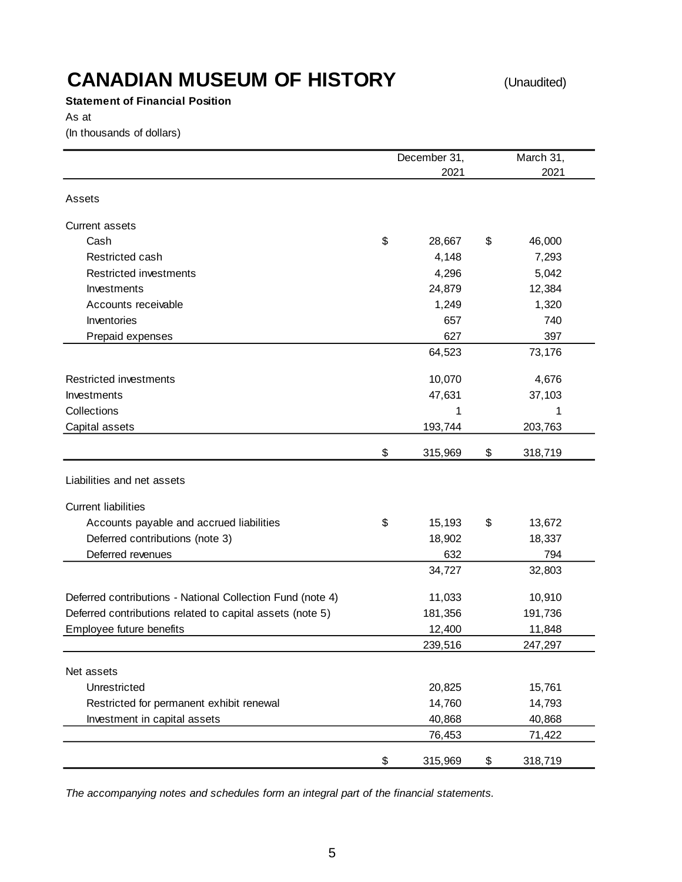# CANADIAN MUSEUM OF HISTORY

(Unaudited)

**Statement of Financial Position**

As at

(In thousands of dollars)

| | December 31, 2021 | March 31, 2021 |
|---|---|---|
| **Assets** | | |
| Current assets | | |
| Cash | $ 28,667 | $ 46,000 |
| Restricted cash | 4,148 | 7,293 |
| Restricted investments | 4,296 | 5,042 |
| Investments | 24,879 | 12,384 |
| Accounts receivable | 1,249 | 1,320 |
| Inventories | 657 | 740 |
| Prepaid expenses | 627 | 397 |
| | 64,523 | 73,176 |
| Restricted investments | 10,070 | 4,676 |
| Investments | 47,631 | 37,103 |
| Collections | 1 | 1 |
| Capital assets | 193,744 | 203,763 |
| | $ 315,969 | $ 318,719 |
| **Liabilities and net assets** | | |
| Current liabilities | | |
| Accounts payable and accrued liabilities | $ 15,193 | $ 13,672 |
| Deferred contributions (note 3) | 18,902 | 18,337 |
| Deferred revenues | 632 | 794 |
| | 34,727 | 32,803 |
| Deferred contributions - National Collection Fund (note 4) | 11,033 | 10,910 |
| Deferred contributions related to capital assets (note 5) | 181,356 | 191,736 |
| Employee future benefits | 12,400 | 11,848 |
| | 239,516 | 247,297 |
| Net assets | | |
| Unrestricted | 20,825 | 15,761 |
| Restricted for permanent exhibit renewal | 14,760 | 14,793 |
| Investment in capital assets | 40,868 | 40,868 |
| | 76,453 | 71,422 |
| | $ 315,969 | $ 318,719 |

*The accompanying notes and schedules form an integral part of the financial statements.*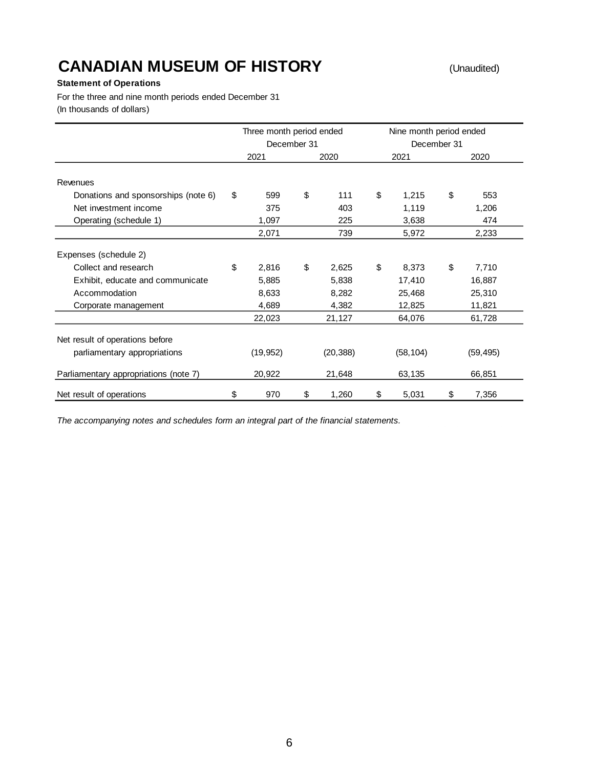# CANADIAN MUSEUM OF HISTORY

(Unaudited)

**Statement of Operations**

For the three and nine month periods ended December 31

(In thousands of dollars)

| | Three month period ended December 31 | | Nine month period ended December 31 | |
|---|---|---|---|---|
| | 2021 | 2020 | 2021 | 2020 |
| **Revenues** | | | | |
| Donations and sponsorships (note 6) | $ 599 | $ 111 | $ 1,215 | $ 553 |
| Net investment income | 375 | 403 | 1,119 | 1,206 |
| Operating (schedule 1) | 1,097 | 225 | 3,638 | 474 |
| | 2,071 | 739 | 5,972 | 2,233 |
| **Expenses (schedule 2)** | | | | |
| Collect and research | $ 2,816 | $ 2,625 | $ 8,373 | $ 7,710 |
| Exhibit, educate and communicate | 5,885 | 5,838 | 17,410 | 16,887 |
| Accommodation | 8,633 | 8,282 | 25,468 | 25,310 |
| Corporate management | 4,689 | 4,382 | 12,825 | 11,821 |
| | 22,023 | 21,127 | 64,076 | 61,728 |
| Net result of operations before parliamentary appropriations | (19,952) | (20,388) | (58,104) | (59,495) |
| Parliamentary appropriations (note 7) | 20,922 | 21,648 | 63,135 | 66,851 |
| Net result of operations | $ 970 | $ 1,260 | $ 5,031 | $ 7,356 |

*The accompanying notes and schedules form an integral part of the financial statements.*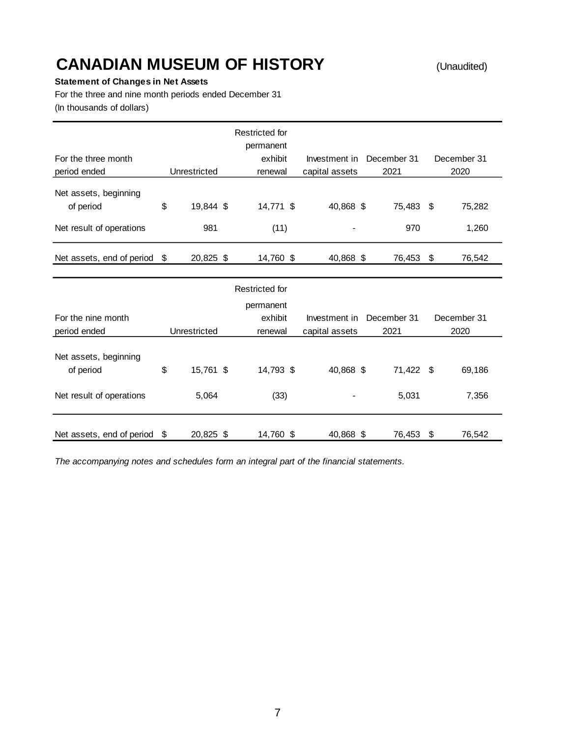# CANADIAN MUSEUM OF HISTORY

(Unaudited)

**Statement of Changes in Net Assets**

For the three and nine month periods ended December 31

(In thousands of dollars)

| For the three month period ended | Unrestricted | Restricted for permanent exhibit renewal | Investment in capital assets | December 31 2021 | December 31 2020 |
|---|---|---|---|---|---|
| Net assets, beginning of period | $ 19,844 | $ 14,771 | $ 40,868 | $ 75,483 | $ 75,282 |
| Net result of operations | 981 | (11) | - | 970 | 1,260 |
| Net assets, end of period | $ 20,825 | $ 14,760 | $ 40,868 | $ 76,453 | $ 76,542 |

| For the nine month period ended | Unrestricted | Restricted for permanent exhibit renewal | Investment in capital assets | December 31 2021 | December 31 2020 |
|---|---|---|---|---|---|
| Net assets, beginning of period | $ 15,761 | $ 14,793 | $ 40,868 | $ 71,422 | $ 69,186 |
| Net result of operations | 5,064 | (33) | - | 5,031 | 7,356 |
| Net assets, end of period | $ 20,825 | $ 14,760 | $ 40,868 | $ 76,453 | $ 76,542 |

*The accompanying notes and schedules form an integral part of the financial statements.*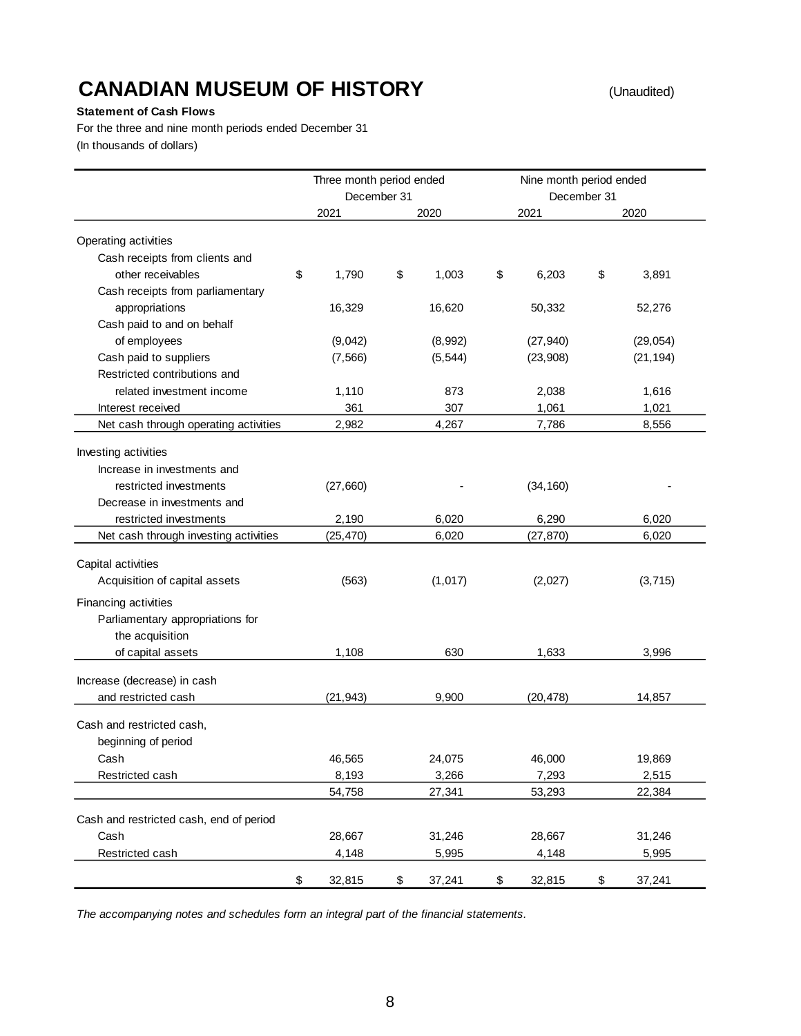# CANADIAN MUSEUM OF HISTORY

(Unaudited)

**Statement of Cash Flows**

For the three and nine month periods ended December 31

(In thousands of dollars)

| | Three month period ended December 31 | | Nine month period ended December 31 | |
|---|---|---|---|---|
| | 2021 | 2020 | 2021 | 2020 |
| **Operating activities** | | | | |
| Cash receipts from clients and other receivables | $ 1,790 | $ 1,003 | $ 6,203 | $ 3,891 |
| Cash receipts from parliamentary appropriations | 16,329 | 16,620 | 50,332 | 52,276 |
| Cash paid to and on behalf of employees | (9,042) | (8,992) | (27,940) | (29,054) |
| Cash paid to suppliers | (7,566) | (5,544) | (23,908) | (21,194) |
| Restricted contributions and related investment income | 1,110 | 873 | 2,038 | 1,616 |
| Interest received | 361 | 307 | 1,061 | 1,021 |
| Net cash through operating activities | 2,982 | 4,267 | 7,786 | 8,556 |
| **Investing activities** | | | | |
| Increase in investments and restricted investments | (27,660) | - | (34,160) | - |
| Decrease in investments and restricted investments | 2,190 | 6,020 | 6,290 | 6,020 |
| Net cash through investing activities | (25,470) | 6,020 | (27,870) | 6,020 |
| **Capital activities** | | | | |
| Acquisition of capital assets | (563) | (1,017) | (2,027) | (3,715) |
| **Financing activities** | | | | |
| Parliamentary appropriations for the acquisition of capital assets | 1,108 | 630 | 1,633 | 3,996 |
| Increase (decrease) in cash and restricted cash | (21,943) | 9,900 | (20,478) | 14,857 |
| Cash and restricted cash, beginning of period | | | | |
| Cash | 46,565 | 24,075 | 46,000 | 19,869 |
| Restricted cash | 8,193 | 3,266 | 7,293 | 2,515 |
| | 54,758 | 27,341 | 53,293 | 22,384 |
| Cash and restricted cash, end of period | | | | |
| Cash | 28,667 | 31,246 | 28,667 | 31,246 |
| Restricted cash | 4,148 | 5,995 | 4,148 | 5,995 |
| | $ 32,815 | $ 37,241 | $ 32,815 | $ 37,241 |

*The accompanying notes and schedules form an integral part of the financial statements.*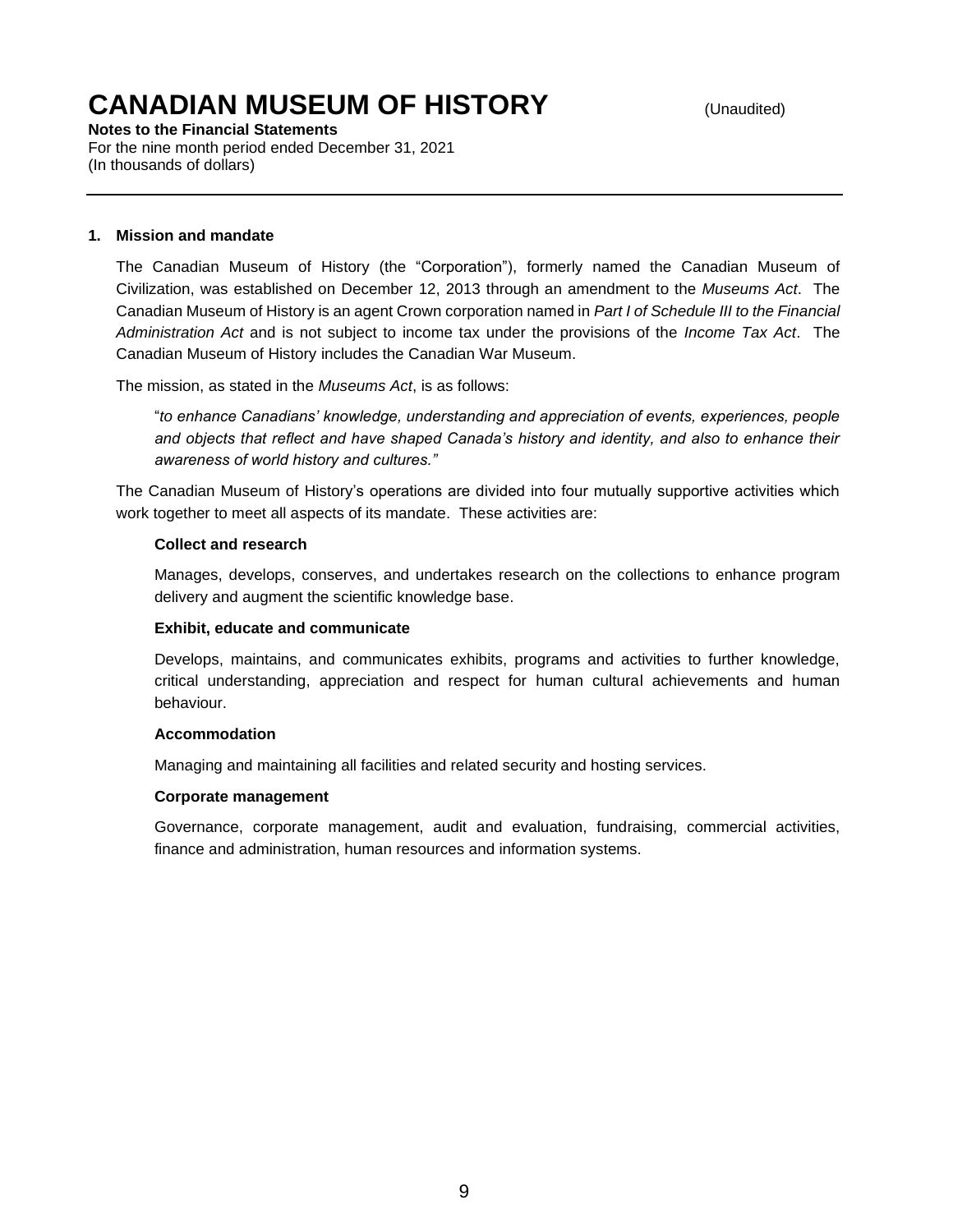# CANADIAN MUSEUM OF HISTORY

(Unaudited)

**Notes to the Financial Statements**
For the nine month period ended December 31, 2021
(In thousands of dollars)

## 1. Mission and mandate

The Canadian Museum of History (the "Corporation"), formerly named the Canadian Museum of Civilization, was established on December 12, 2013 through an amendment to the *Museums Act*. The Canadian Museum of History is an agent Crown corporation named in *Part I of Schedule III to the Financial Administration Act* and is not subject to income tax under the provisions of the *Income Tax Act*. The Canadian Museum of History includes the Canadian War Museum.

The mission, as stated in the *Museums Act*, is as follows:

"*to enhance Canadians' knowledge, understanding and appreciation of events, experiences, people and objects that reflect and have shaped Canada's history and identity, and also to enhance their awareness of world history and cultures.*"

The Canadian Museum of History's operations are divided into four mutually supportive activities which work together to meet all aspects of its mandate. These activities are:

**Collect and research**

Manages, develops, conserves, and undertakes research on the collections to enhance program delivery and augment the scientific knowledge base.

**Exhibit, educate and communicate**

Develops, maintains, and communicates exhibits, programs and activities to further knowledge, critical understanding, appreciation and respect for human cultural achievements and human behaviour.

**Accommodation**

Managing and maintaining all facilities and related security and hosting services.

**Corporate management**

Governance, corporate management, audit and evaluation, fundraising, commercial activities, finance and administration, human resources and information systems.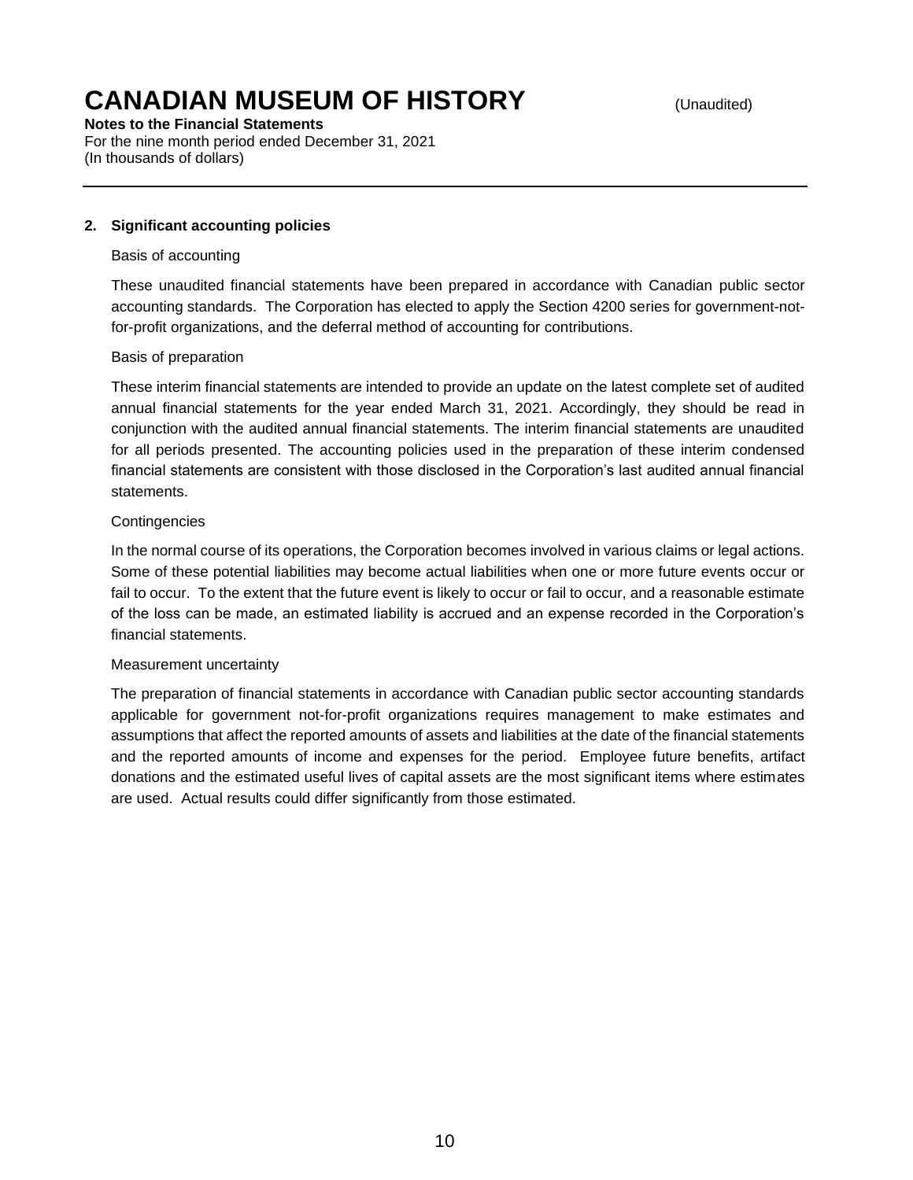# CANADIAN MUSEUM OF HISTORY

(Unaudited)

**Notes to the Financial Statements**
For the nine month period ended December 31, 2021
(In thousands of dollars)

## 2. Significant accounting policies

Basis of accounting

These unaudited financial statements have been prepared in accordance with Canadian public sector accounting standards. The Corporation has elected to apply the Section 4200 series for government-not-for-profit organizations, and the deferral method of accounting for contributions.

Basis of preparation

These interim financial statements are intended to provide an update on the latest complete set of audited annual financial statements for the year ended March 31, 2021. Accordingly, they should be read in conjunction with the audited annual financial statements. The interim financial statements are unaudited for all periods presented. The accounting policies used in the preparation of these interim condensed financial statements are consistent with those disclosed in the Corporation's last audited annual financial statements.

Contingencies

In the normal course of its operations, the Corporation becomes involved in various claims or legal actions. Some of these potential liabilities may become actual liabilities when one or more future events occur or fail to occur. To the extent that the future event is likely to occur or fail to occur, and a reasonable estimate of the loss can be made, an estimated liability is accrued and an expense recorded in the Corporation's financial statements.

Measurement uncertainty

The preparation of financial statements in accordance with Canadian public sector accounting standards applicable for government not-for-profit organizations requires management to make estimates and assumptions that affect the reported amounts of assets and liabilities at the date of the financial statements and the reported amounts of income and expenses for the period. Employee future benefits, artifact donations and the estimated useful lives of capital assets are the most significant items where estimates are used. Actual results could differ significantly from those estimated.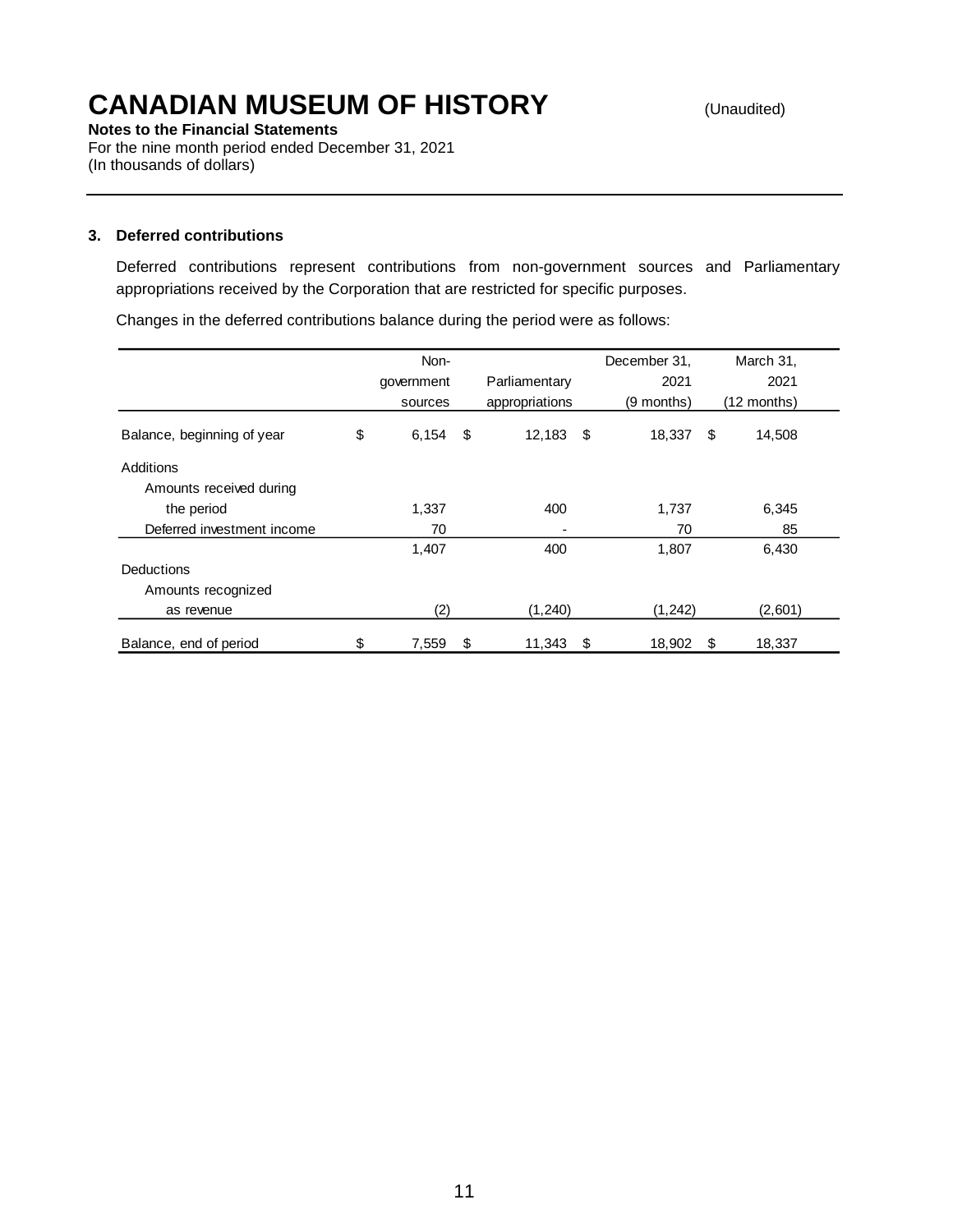# CANADIAN MUSEUM OF HISTORY

(Unaudited)

**Notes to the Financial Statements**
For the nine month period ended December 31, 2021
(In thousands of dollars)

## 3. Deferred contributions

Deferred contributions represent contributions from non-government sources and Parliamentary appropriations received by the Corporation that are restricted for specific purposes.

Changes in the deferred contributions balance during the period were as follows:

| | Non-government sources | Parliamentary appropriations | December 31, 2021 (9 months) | March 31, 2021 (12 months) |
|---|---|---|---|---|
| Balance, beginning of year | $ 6,154 | $ 12,183 | $ 18,337 | $ 14,508 |
| Additions | | | | |
| Amounts received during the period | 1,337 | 400 | 1,737 | 6,345 |
| Deferred investment income | 70 | - | 70 | 85 |
| | 1,407 | 400 | 1,807 | 6,430 |
| Deductions | | | | |
| Amounts recognized as revenue | (2) | (1,240) | (1,242) | (2,601) |
| Balance, end of period | $ 7,559 | $ 11,343 | $ 18,902 | $ 18,337 |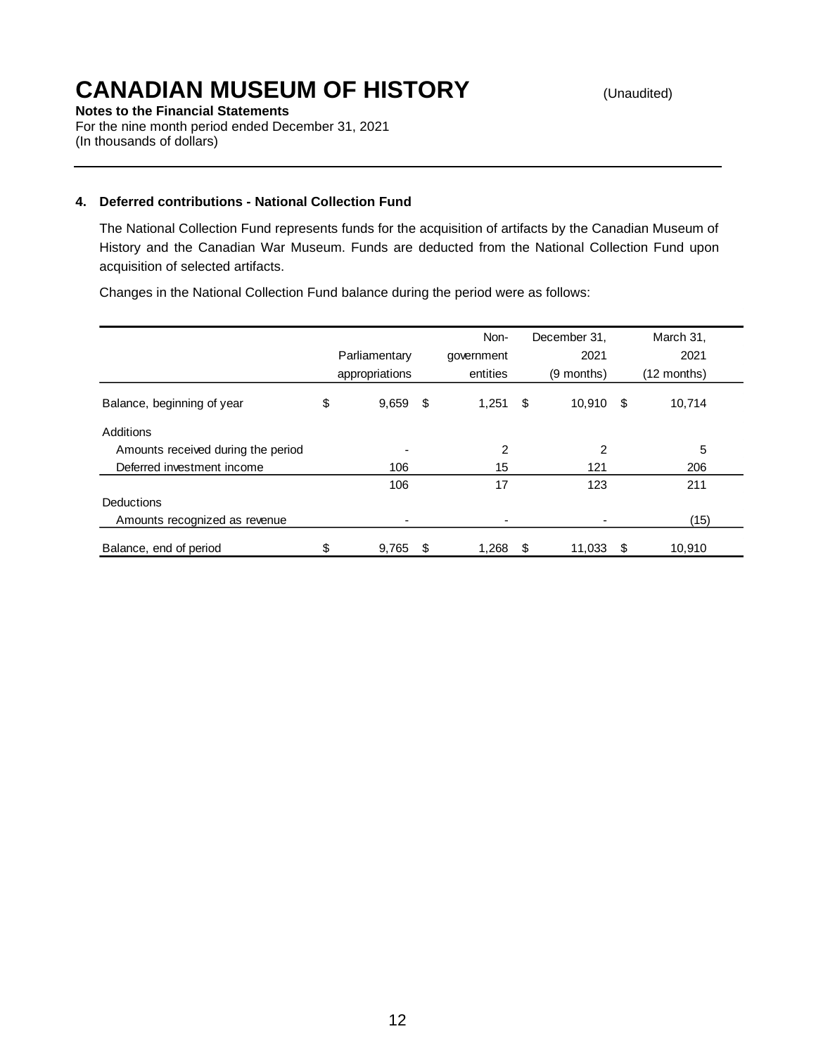# CANADIAN MUSEUM OF HISTORY

(Unaudited)

**Notes to the Financial Statements**
For the nine month period ended December 31, 2021
(In thousands of dollars)

### 4. Deferred contributions - National Collection Fund

The National Collection Fund represents funds for the acquisition of artifacts by the Canadian Museum of History and the Canadian War Museum. Funds are deducted from the National Collection Fund upon acquisition of selected artifacts.

Changes in the National Collection Fund balance during the period were as follows:

| | Parliamentary appropriations | Non-government entities | December 31, 2021 (9 months) | March 31, 2021 (12 months) |
|---|---|---|---|---|
| Balance, beginning of year | $ 9,659 | $ 1,251 | $ 10,910 | $ 10,714 |
| Additions | | | | |
| Amounts received during the period | - | 2 | 2 | 5 |
| Deferred investment income | 106 | 15 | 121 | 206 |
| | 106 | 17 | 123 | 211 |
| Deductions | | | | |
| Amounts recognized as revenue | - | - | - | (15) |
| Balance, end of period | $ 9,765 | $ 1,268 | $ 11,033 | $ 10,910 |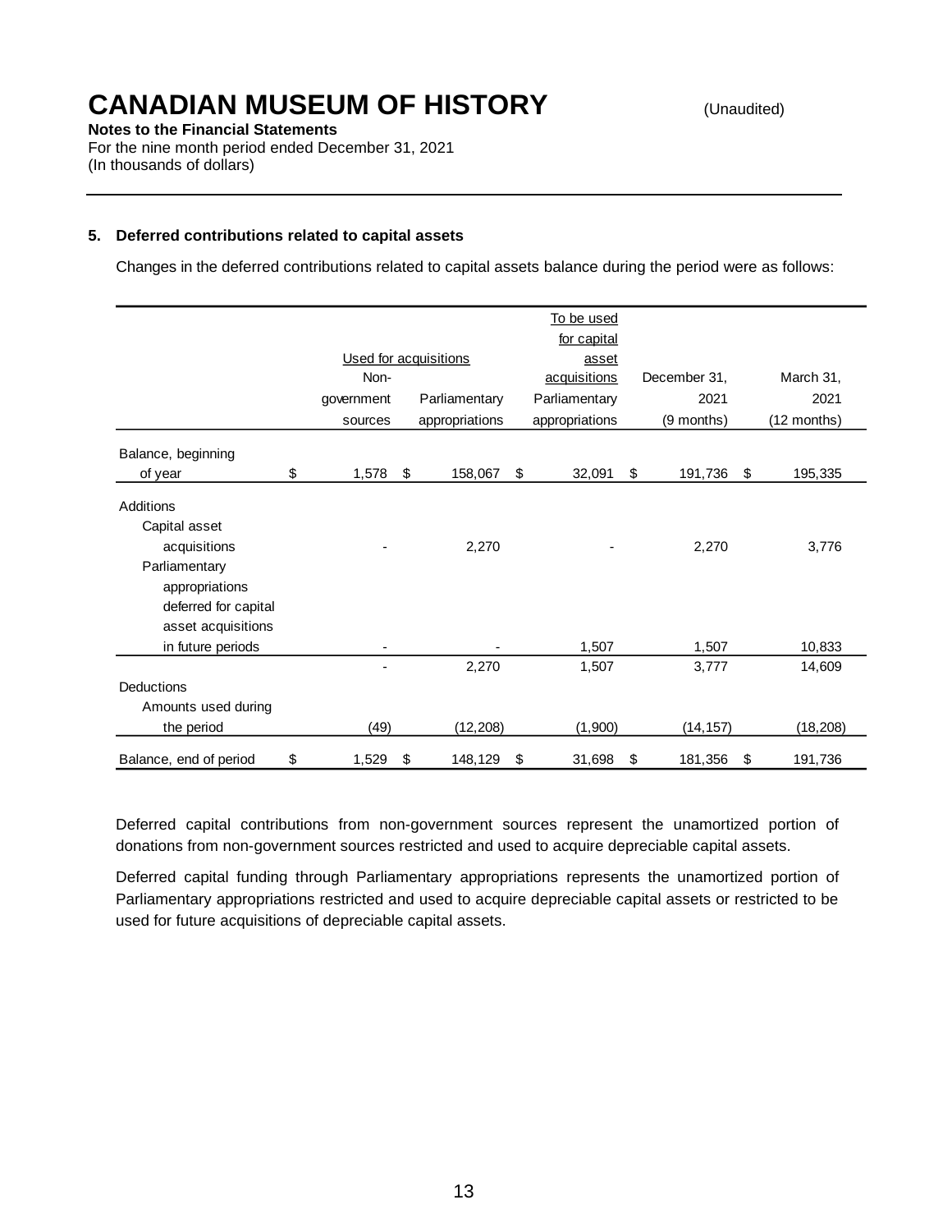# CANADIAN MUSEUM OF HISTORY

(Unaudited)

**Notes to the Financial Statements**
For the nine month period ended December 31, 2021
(In thousands of dollars)

**5. Deferred contributions related to capital assets**

Changes in the deferred contributions related to capital assets balance during the period were as follows:

| | Used for acquisitions | | To be used for capital asset acquisitions | | |
|---|---|---|---|---|---|
| | Non-government sources | Parliamentary appropriations | Parliamentary appropriations | December 31, 2021 (9 months) | March 31, 2021 (12 months) |
| Balance, beginning of year | $ 1,578 | $ 158,067 | $ 32,091 | $ 191,736 | $ 195,335 |
| Additions | | | | | |
| Capital asset acquisitions | - | 2,270 | - | 2,270 | 3,776 |
| Parliamentary appropriations deferred for capital asset acquisitions in future periods | - | - | 1,507 | 1,507 | 10,833 |
| | - | 2,270 | 1,507 | 3,777 | 14,609 |
| Deductions | | | | | |
| Amounts used during the period | (49) | (12,208) | (1,900) | (14,157) | (18,208) |
| Balance, end of period | $ 1,529 | $ 148,129 | $ 31,698 | $ 181,356 | $ 191,736 |

Deferred capital contributions from non-government sources represent the unamortized portion of donations from non-government sources restricted and used to acquire depreciable capital assets.

Deferred capital funding through Parliamentary appropriations represents the unamortized portion of Parliamentary appropriations restricted and used to acquire depreciable capital assets or restricted to be used for future acquisitions of depreciable capital assets.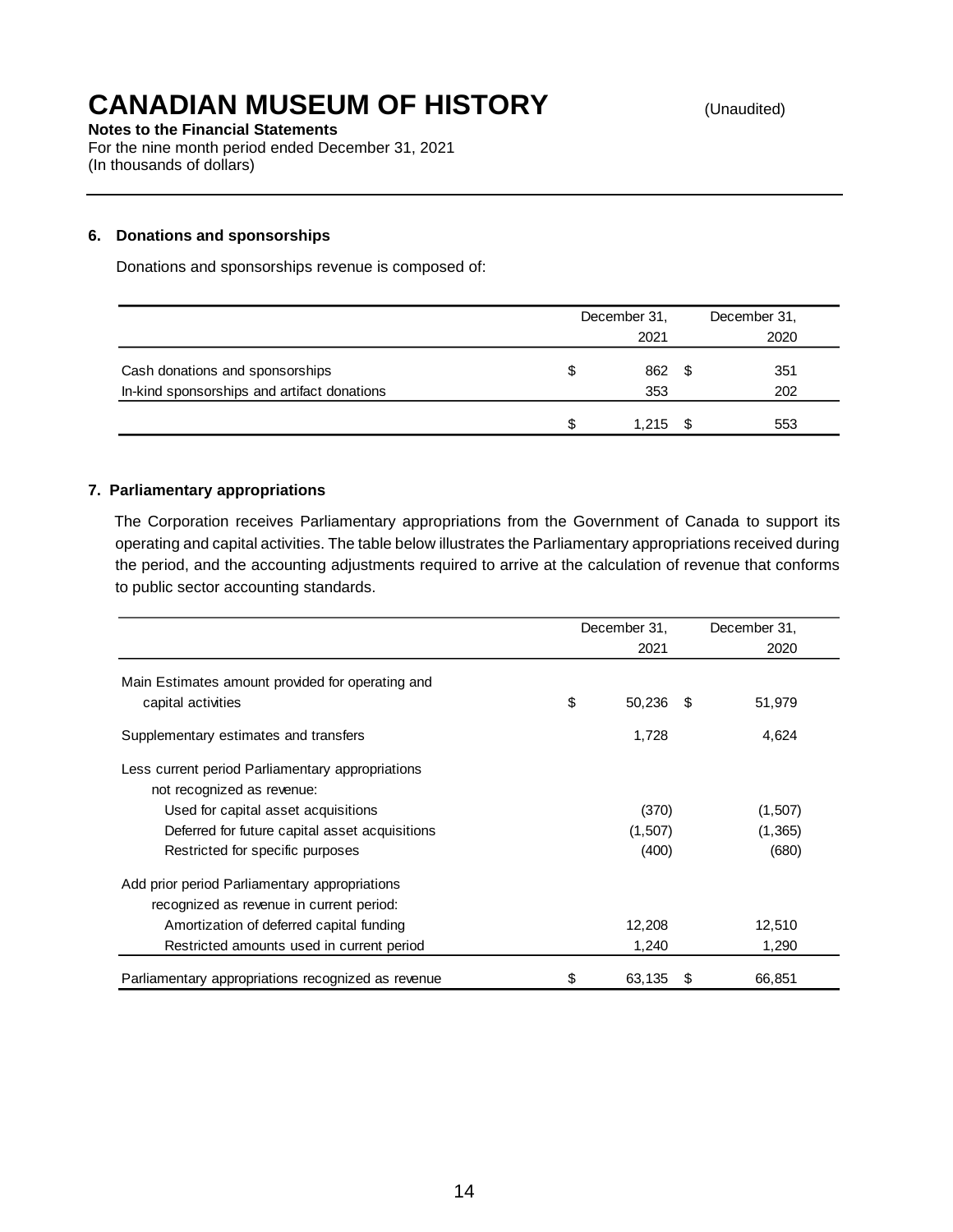# CANADIAN MUSEUM OF HISTORY

(Unaudited)

**Notes to the Financial Statements**
For the nine month period ended December 31, 2021
(In thousands of dollars)

### 6. Donations and sponsorships

Donations and sponsorships revenue is composed of:

| | December 31, 2021 | December 31, 2020 |
|---|---|---|
| Cash donations and sponsorships | $ 862 | $ 351 |
| In-kind sponsorships and artifact donations | 353 | 202 |
| | $ 1,215 | $ 553 |

### 7. Parliamentary appropriations

The Corporation receives Parliamentary appropriations from the Government of Canada to support its operating and capital activities. The table below illustrates the Parliamentary appropriations received during the period, and the accounting adjustments required to arrive at the calculation of revenue that conforms to public sector accounting standards.

| | December 31, 2021 | December 31, 2020 |
|---|---|---|
| Main Estimates amount provided for operating and capital activities | $ 50,236 | $ 51,979 |
| Supplementary estimates and transfers | 1,728 | 4,624 |
| Less current period Parliamentary appropriations not recognized as revenue: | | |
| Used for capital asset acquisitions | (370) | (1,507) |
| Deferred for future capital asset acquisitions | (1,507) | (1,365) |
| Restricted for specific purposes | (400) | (680) |
| Add prior period Parliamentary appropriations recognized as revenue in current period: | | |
| Amortization of deferred capital funding | 12,208 | 12,510 |
| Restricted amounts used in current period | 1,240 | 1,290 |
| Parliamentary appropriations recognized as revenue | $ 63,135 | $ 66,851 |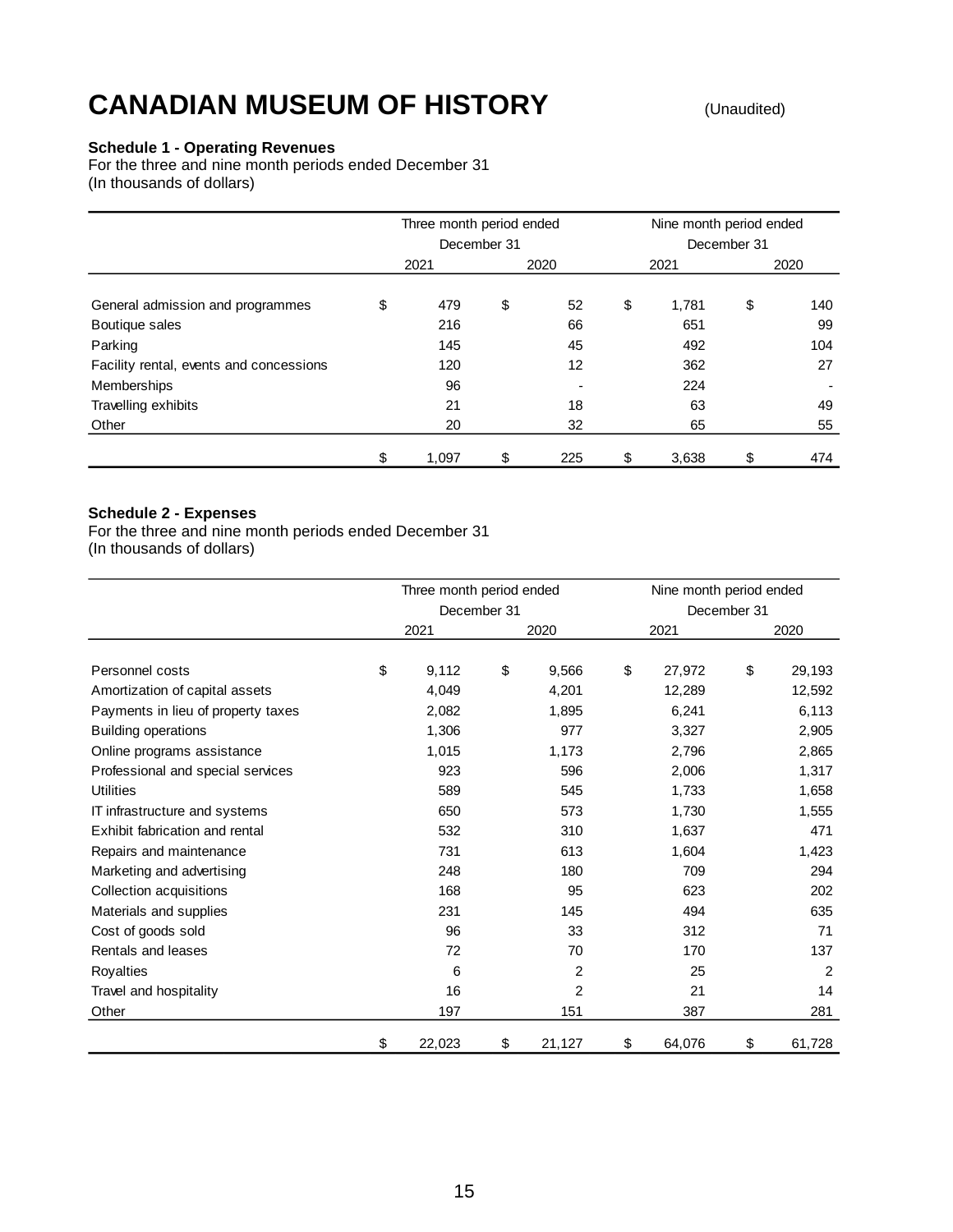# CANADIAN MUSEUM OF HISTORY

(Unaudited)

**Schedule 1 - Operating Revenues**
For the three and nine month periods ended December 31
(In thousands of dollars)

| | Three month period ended December 31 | | Nine month period ended December 31 | |
|---|---|---|---|---|
| | 2021 | 2020 | 2021 | 2020 |
| General admission and programmes | $ 479 | $ 52 | $ 1,781 | $ 140 |
| Boutique sales | 216 | 66 | 651 | 99 |
| Parking | 145 | 45 | 492 | 104 |
| Facility rental, events and concessions | 120 | 12 | 362 | 27 |
| Memberships | 96 | - | 224 | - |
| Travelling exhibits | 21 | 18 | 63 | 49 |
| Other | 20 | 32 | 65 | 55 |
| | $ 1,097 | $ 225 | $ 3,638 | $ 474 |

**Schedule 2 - Expenses**
For the three and nine month periods ended December 31
(In thousands of dollars)

| | Three month period ended December 31 | | Nine month period ended December 31 | |
|---|---|---|---|---|
| | 2021 | 2020 | 2021 | 2020 |
| Personnel costs | $ 9,112 | $ 9,566 | $ 27,972 | $ 29,193 |
| Amortization of capital assets | 4,049 | 4,201 | 12,289 | 12,592 |
| Payments in lieu of property taxes | 2,082 | 1,895 | 6,241 | 6,113 |
| Building operations | 1,306 | 977 | 3,327 | 2,905 |
| Online programs assistance | 1,015 | 1,173 | 2,796 | 2,865 |
| Professional and special services | 923 | 596 | 2,006 | 1,317 |
| Utilities | 589 | 545 | 1,733 | 1,658 |
| IT infrastructure and systems | 650 | 573 | 1,730 | 1,555 |
| Exhibit fabrication and rental | 532 | 310 | 1,637 | 471 |
| Repairs and maintenance | 731 | 613 | 1,604 | 1,423 |
| Marketing and advertising | 248 | 180 | 709 | 294 |
| Collection acquisitions | 168 | 95 | 623 | 202 |
| Materials and supplies | 231 | 145 | 494 | 635 |
| Cost of goods sold | 96 | 33 | 312 | 71 |
| Rentals and leases | 72 | 70 | 170 | 137 |
| Royalties | 6 | 2 | 25 | 2 |
| Travel and hospitality | 16 | 2 | 21 | 14 |
| Other | 197 | 151 | 387 | 281 |
| | $ 22,023 | $ 21,127 | $ 64,076 | $ 61,728 |